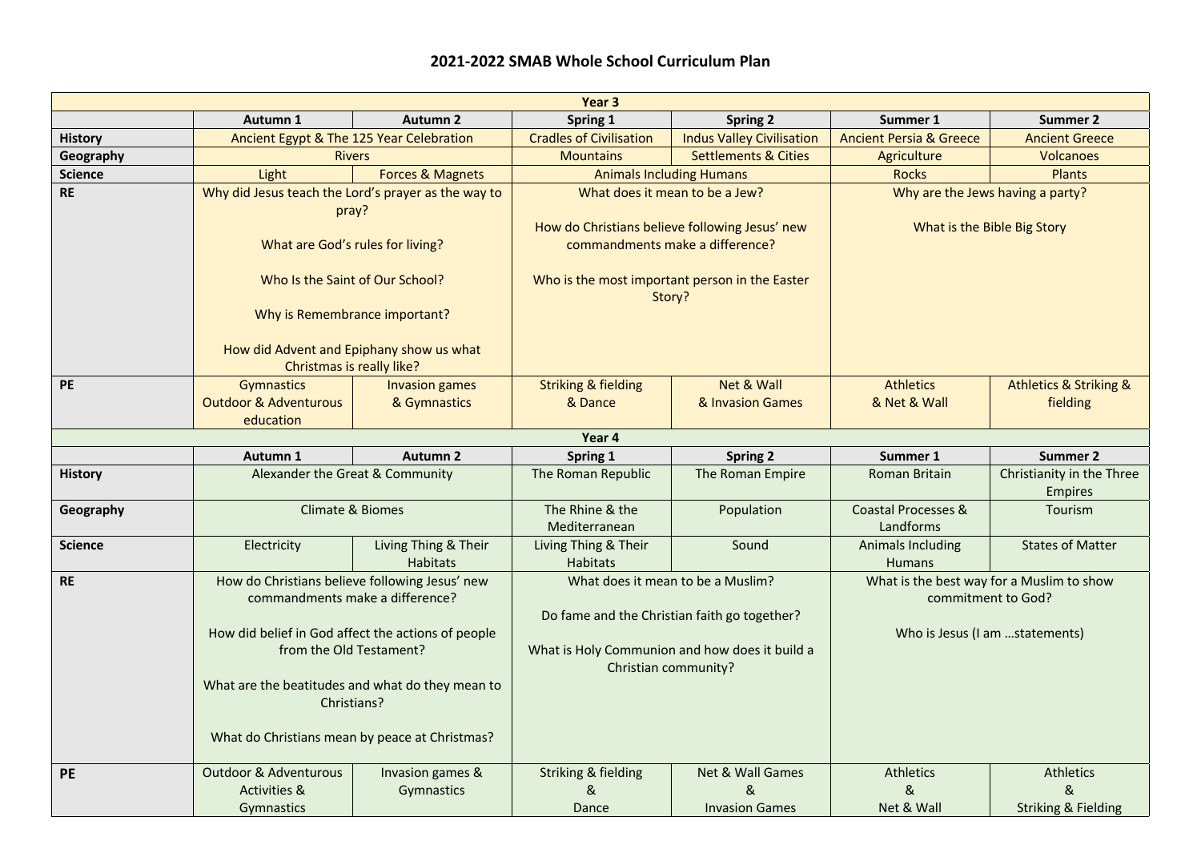# 2021-2022 SMAB Whole School Curriculum Plan

| Year 3 | | | | | | |
|---|---|---|---|---|---|---|
| | **Autumn 1** | **Autumn 2** | **Spring 1** | **Spring 2** | **Summer 1** | **Summer 2** |
| **History** | Ancient Egypt & The 125 Year Celebration | | Cradles of Civilisation | Indus Valley Civilisation | Ancient Persia & Greece | Ancient Greece |
| **Geography** | Rivers | | Mountains | Settlements & Cities | Agriculture | Volcanoes |
| **Science** | Light | Forces & Magnets | Animals Including Humans | | Rocks | Plants |
| **RE** | Why did Jesus teach the Lord's prayer as the way to pray?<br><br>What are God's rules for living?<br><br>Who Is the Saint of Our School?<br><br>Why is Remembrance important?<br><br>How did Advent and Epiphany show us what Christmas is really like? | | What does it mean to be a Jew?<br><br>How do Christians believe following Jesus' new commandments make a difference?<br><br>Who is the most important person in the Easter Story? | | Why are the Jews having a party?<br><br>What is the Bible Big Story | |
| **PE** | Gymnastics<br>Outdoor & Adventurous education | Invasion games & Gymnastics | Striking & fielding & Dance | Net & Wall & Invasion Games | Athletics & Net & Wall | Athletics & Striking & fielding |

| Year 4 | | | | | | |
|---|---|---|---|---|---|---|
| | **Autumn 1** | **Autumn 2** | **Spring 1** | **Spring 2** | **Summer 1** | **Summer 2** |
| **History** | Alexander the Great & Community | | The Roman Republic | The Roman Empire | Roman Britain | Christianity in the Three Empires |
| **Geography** | Climate & Biomes | | The Rhine & the Mediterranean | Population | Coastal Processes & Landforms | Tourism |
| **Science** | Electricity | Living Thing & Their Habitats | Living Thing & Their Habitats | Sound | Animals Including Humans | States of Matter |
| **RE** | How do Christians believe following Jesus' new commandments make a difference?<br><br>How did belief in God affect the actions of people from the Old Testament?<br><br>What are the beatitudes and what do they mean to Christians?<br><br>What do Christians mean by peace at Christmas? | | What does it mean to be a Muslim?<br><br>Do fame and the Christian faith go together?<br><br>What is Holy Communion and how does it build a Christian community? | | What is the best way for a Muslim to show commitment to God?<br><br>Who is Jesus (I am …statements) | |
| **PE** | Outdoor & Adventurous Activities & Gymnastics | Invasion games & Gymnastics | Striking & fielding & Dance | Net & Wall Games & Invasion Games | Athletics & Net & Wall | Athletics & Striking & Fielding |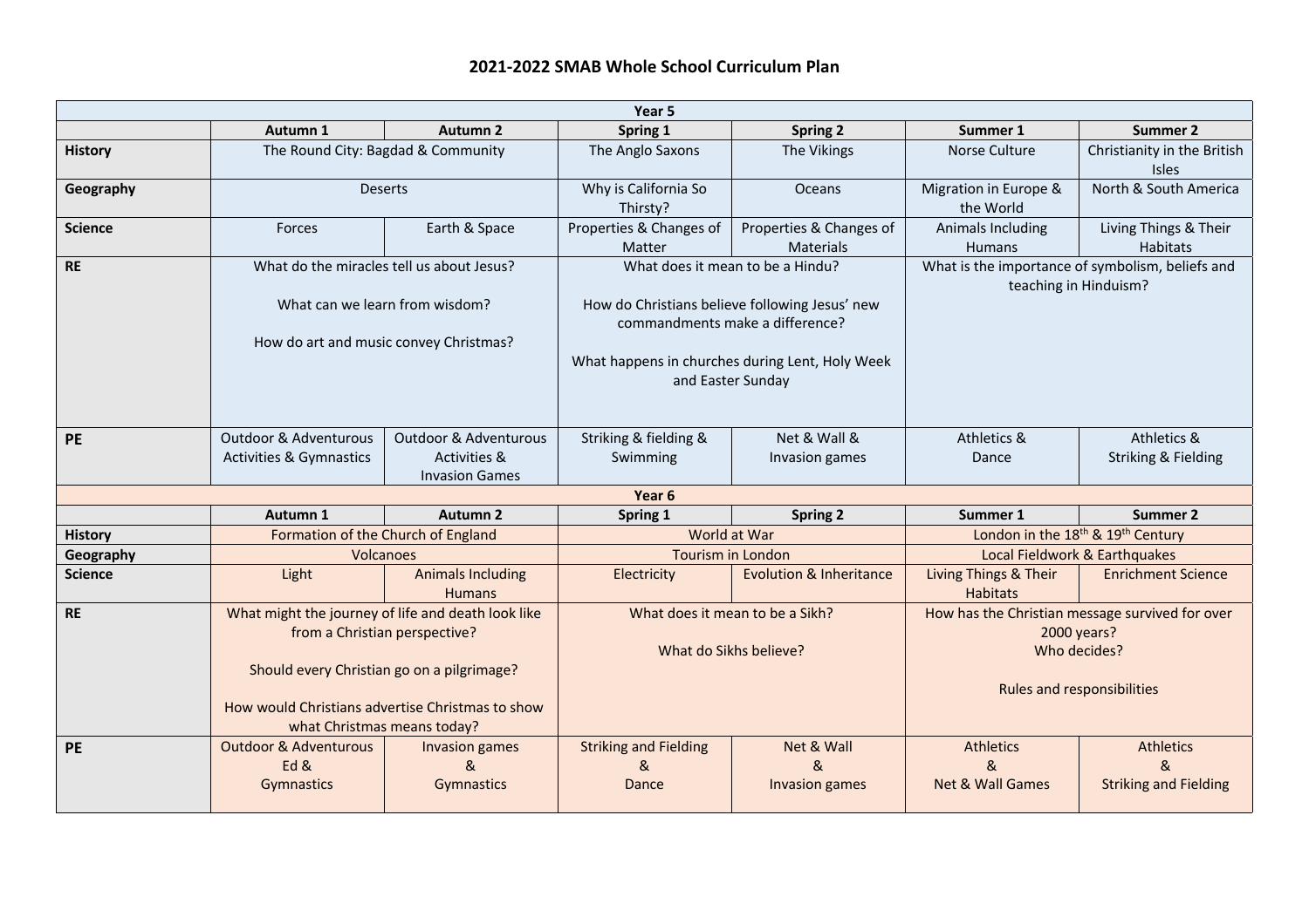# 2021-2022 SMAB Whole School Curriculum Plan

| | | | | | | |
|---|---|---|---|---|---|---|
| **Year 5** | | | | | | |
| | **Autumn 1** | **Autumn 2** | **Spring 1** | **Spring 2** | **Summer 1** | **Summer 2** |
| **History** | The Round City: Bagdad & Community | | The Anglo Saxons | The Vikings | Norse Culture | Christianity in the British Isles |
| **Geography** | Deserts | | Why is California So Thirsty? | Oceans | Migration in Europe & the World | North & South America |
| **Science** | Forces | Earth & Space | Properties & Changes of Matter | Properties & Changes of Materials | Animals Including Humans | Living Things & Their Habitats |
| **RE** | What do the miracles tell us about Jesus?<br><br>What can we learn from wisdom?<br><br>How do art and music convey Christmas? | | What does it mean to be a Hindu?<br><br>How do Christians believe following Jesus' new commandments make a difference?<br><br>What happens in churches during Lent, Holy Week and Easter Sunday | | What is the importance of symbolism, beliefs and teaching in Hinduism? | |
| **PE** | Outdoor & Adventurous Activities & Gymnastics | Outdoor & Adventurous Activities & Invasion Games | Striking & fielding & Swimming | Net & Wall & Invasion games | Athletics & Dance | Athletics & Striking & Fielding |
| **Year 6** | | | | | | |
| | **Autumn 1** | **Autumn 2** | **Spring 1** | **Spring 2** | **Summer 1** | **Summer 2** |
| **History** | Formation of the Church of England | | World at War | | London in the 18th & 19th Century | |
| **Geography** | Volcanoes | | Tourism in London | | Local Fieldwork & Earthquakes | |
| **Science** | Light | Animals Including Humans | Electricity | Evolution & Inheritance | Living Things & Their Habitats | Enrichment Science |
| **RE** | What might the journey of life and death look like from a Christian perspective?<br><br>Should every Christian go on a pilgrimage?<br><br>How would Christians advertise Christmas to show what Christmas means today? | | What does it mean to be a Sikh?<br><br>What do Sikhs believe? | | How has the Christian message survived for over 2000 years?<br>Who decides?<br><br>Rules and responsibilities | |
| **PE** | Outdoor & Adventurous Ed & Gymnastics | Invasion games & Gymnastics | Striking and Fielding & Dance | Net & Wall & Invasion games | Athletics & Net & Wall Games | Athletics & Striking and Fielding |